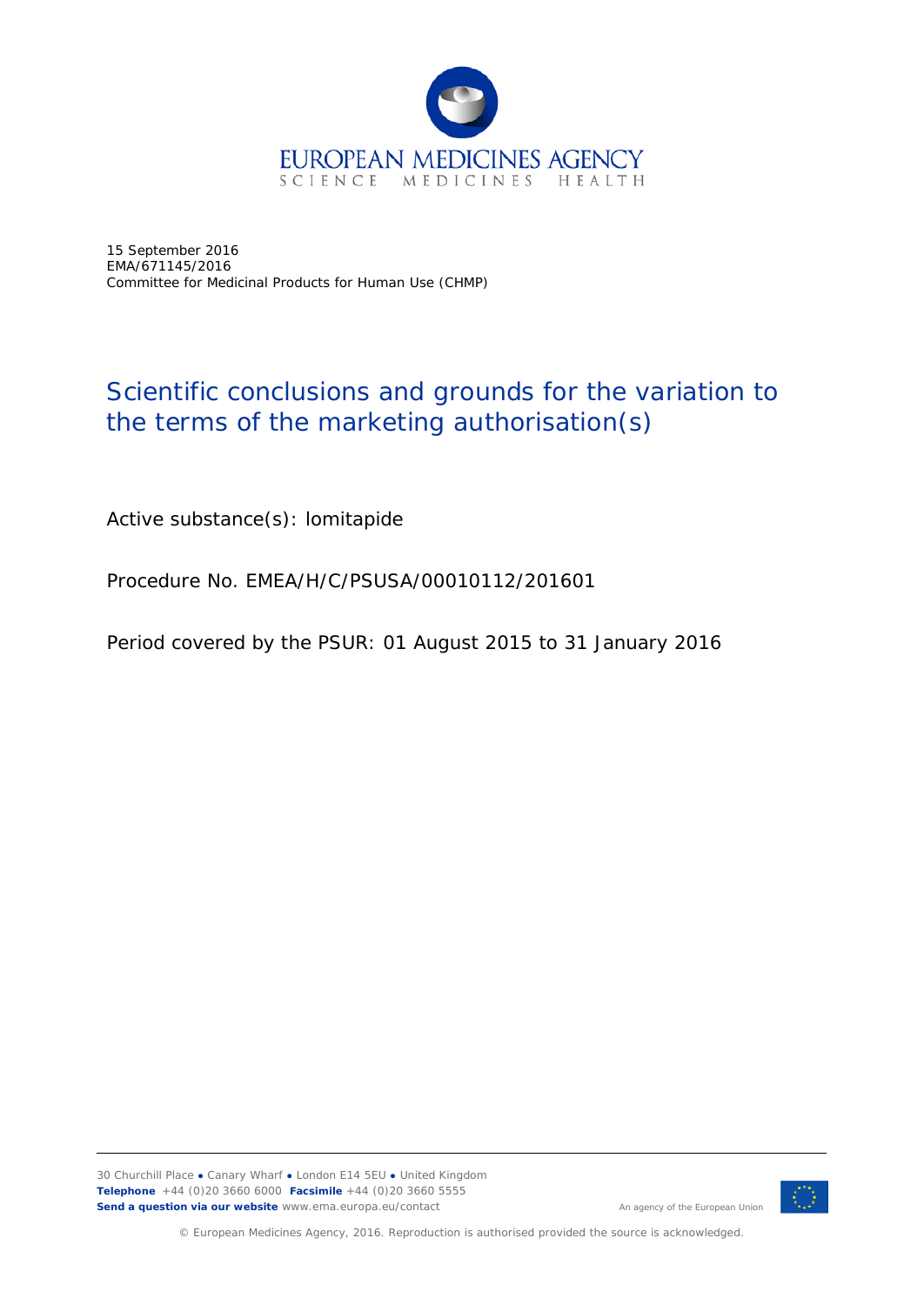EUROPEAN MEDICINES AGENCY
SCIENCE MEDICINES HEALTH

15 September 2016
EMA/671145/2016
Committee for Medicinal Products for Human Use (CHMP)

# Scientific conclusions and grounds for the variation to the terms of the marketing authorisation(s)

Active substance(s): lomitapide

Procedure No. EMEA/H/C/PSUSA/00010112/201601

Period covered by the PSUR: 01 August 2015 to 31 January 2016

30 Churchill Place ● Canary Wharf ● London E14 5EU ● United Kingdom
**Telephone** +44 (0)20 3660 6000 **Facsimile** +44 (0)20 3660 5555
**Send a question via our website** www.ema.europa.eu/contact

An agency of the European Union

© European Medicines Agency, 2016. Reproduction is authorised provided the source is acknowledged.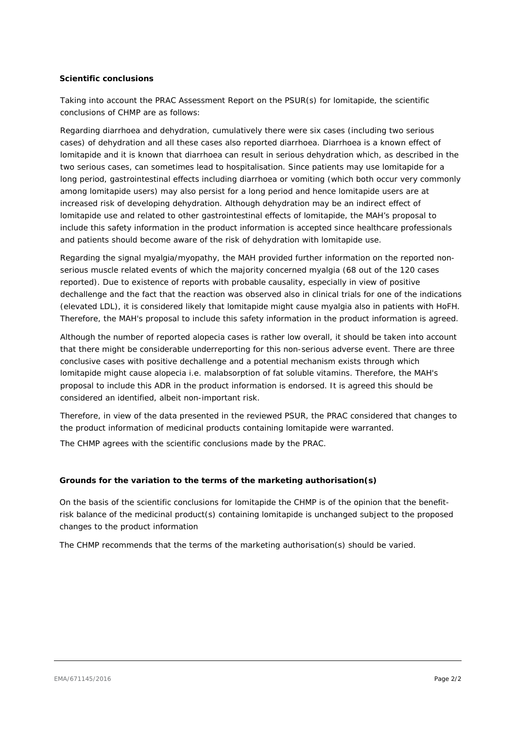## Scientific conclusions

Taking into account the PRAC Assessment Report on the PSUR(s) for lomitapide, the scientific conclusions of CHMP are as follows:

Regarding diarrhoea and dehydration, cumulatively there were six cases (including two serious cases) of dehydration and all these cases also reported diarrhoea. Diarrhoea is a known effect of lomitapide and it is known that diarrhoea can result in serious dehydration which, as described in the two serious cases, can sometimes lead to hospitalisation. Since patients may use lomitapide for a long period, gastrointestinal effects including diarrhoea or vomiting (which both occur very commonly among lomitapide users) may also persist for a long period and hence lomitapide users are at increased risk of developing dehydration. Although dehydration may be an indirect effect of lomitapide use and related to other gastrointestinal effects of lomitapide, the MAH's proposal to include this safety information in the product information is accepted since healthcare professionals and patients should become aware of the risk of dehydration with lomitapide use.

Regarding the signal myalgia/myopathy, the MAH provided further information on the reported non-serious muscle related events of which the majority concerned myalgia (68 out of the 120 cases reported). Due to existence of reports with probable causality, especially in view of positive dechallenge and the fact that the reaction was observed also in clinical trials for one of the indications (elevated LDL), it is considered likely that lomitapide might cause myalgia also in patients with HoFH. Therefore, the MAH's proposal to include this safety information in the product information is agreed.

Although the number of reported alopecia cases is rather low overall, it should be taken into account that there might be considerable underreporting for this non-serious adverse event. There are three conclusive cases with positive dechallenge and a potential mechanism exists through which lomitapide might cause alopecia i.e. malabsorption of fat soluble vitamins. Therefore, the MAH's proposal to include this ADR in the product information is endorsed. It is agreed this should be considered an identified, albeit non-important risk.

Therefore, in view of the data presented in the reviewed PSUR, the PRAC considered that changes to the product information of medicinal products containing lomitapide were warranted.

The CHMP agrees with the scientific conclusions made by the PRAC.

## Grounds for the variation to the terms of the marketing authorisation(s)

On the basis of the scientific conclusions for lomitapide the CHMP is of the opinion that the benefit-risk balance of the medicinal product(s) containing lomitapide is unchanged subject to the proposed changes to the product information

The CHMP recommends that the terms of the marketing authorisation(s) should be varied.